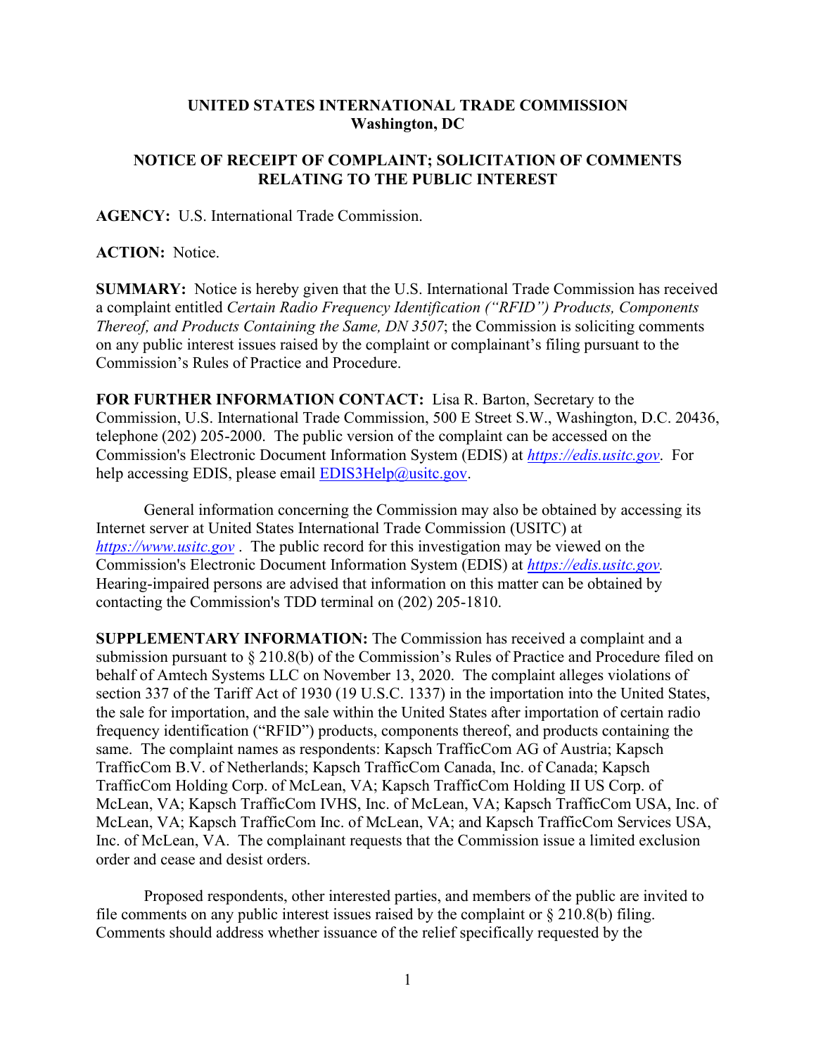**UNITED STATES INTERNATIONAL TRADE COMMISSION**
**Washington, DC**

**NOTICE OF RECEIPT OF COMPLAINT; SOLICITATION OF COMMENTS RELATING TO THE PUBLIC INTEREST**

**AGENCY:** U.S. International Trade Commission.

**ACTION:** Notice.

**SUMMARY:** Notice is hereby given that the U.S. International Trade Commission has received a complaint entitled *Certain Radio Frequency Identification ("RFID") Products, Components Thereof, and Products Containing the Same, DN 3507*; the Commission is soliciting comments on any public interest issues raised by the complaint or complainant's filing pursuant to the Commission's Rules of Practice and Procedure.

**FOR FURTHER INFORMATION CONTACT:** Lisa R. Barton, Secretary to the Commission, U.S. International Trade Commission, 500 E Street S.W., Washington, D.C. 20436, telephone (202) 205-2000. The public version of the complaint can be accessed on the Commission's Electronic Document Information System (EDIS) at *https://edis.usitc.gov*. For help accessing EDIS, please email EDIS3Help@usitc.gov.

General information concerning the Commission may also be obtained by accessing its Internet server at United States International Trade Commission (USITC) at *https://www.usitc.gov* . The public record for this investigation may be viewed on the Commission's Electronic Document Information System (EDIS) at *https://edis.usitc.gov.* Hearing-impaired persons are advised that information on this matter can be obtained by contacting the Commission's TDD terminal on (202) 205-1810.

**SUPPLEMENTARY INFORMATION:** The Commission has received a complaint and a submission pursuant to § 210.8(b) of the Commission's Rules of Practice and Procedure filed on behalf of Amtech Systems LLC on November 13, 2020. The complaint alleges violations of section 337 of the Tariff Act of 1930 (19 U.S.C. 1337) in the importation into the United States, the sale for importation, and the sale within the United States after importation of certain radio frequency identification ("RFID") products, components thereof, and products containing the same. The complaint names as respondents: Kapsch TrafficCom AG of Austria; Kapsch TrafficCom B.V. of Netherlands; Kapsch TrafficCom Canada, Inc. of Canada; Kapsch TrafficCom Holding Corp. of McLean, VA; Kapsch TrafficCom Holding II US Corp. of McLean, VA; Kapsch TrafficCom IVHS, Inc. of McLean, VA; Kapsch TrafficCom USA, Inc. of McLean, VA; Kapsch TrafficCom Inc. of McLean, VA; and Kapsch TrafficCom Services USA, Inc. of McLean, VA. The complainant requests that the Commission issue a limited exclusion order and cease and desist orders.

Proposed respondents, other interested parties, and members of the public are invited to file comments on any public interest issues raised by the complaint or § 210.8(b) filing. Comments should address whether issuance of the relief specifically requested by the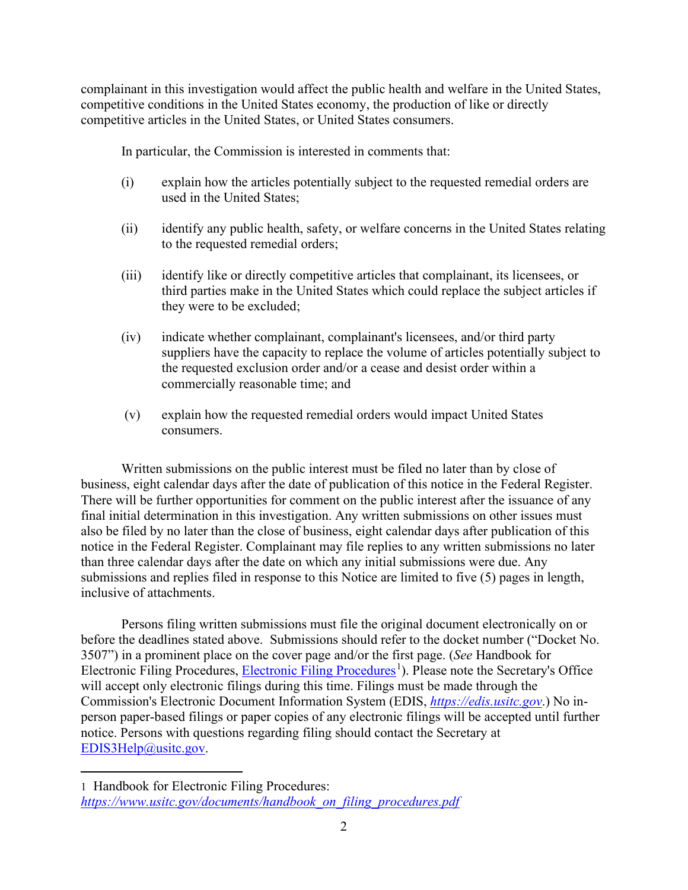complainant in this investigation would affect the public health and welfare in the United States, competitive conditions in the United States economy, the production of like or directly competitive articles in the United States, or United States consumers.

In particular, the Commission is interested in comments that:

(i) explain how the articles potentially subject to the requested remedial orders are used in the United States;

(ii) identify any public health, safety, or welfare concerns in the United States relating to the requested remedial orders;

(iii) identify like or directly competitive articles that complainant, its licensees, or third parties make in the United States which could replace the subject articles if they were to be excluded;

(iv) indicate whether complainant, complainant's licensees, and/or third party suppliers have the capacity to replace the volume of articles potentially subject to the requested exclusion order and/or a cease and desist order within a commercially reasonable time; and

(v) explain how the requested remedial orders would impact United States consumers.

Written submissions on the public interest must be filed no later than by close of business, eight calendar days after the date of publication of this notice in the Federal Register. There will be further opportunities for comment on the public interest after the issuance of any final initial determination in this investigation. Any written submissions on other issues must also be filed by no later than the close of business, eight calendar days after publication of this notice in the Federal Register. Complainant may file replies to any written submissions no later than three calendar days after the date on which any initial submissions were due. Any submissions and replies filed in response to this Notice are limited to five (5) pages in length, inclusive of attachments.

Persons filing written submissions must file the original document electronically on or before the deadlines stated above. Submissions should refer to the docket number ("Docket No. 3507") in a prominent place on the cover page and/or the first page. (*See* Handbook for Electronic Filing Procedures, Electronic Filing Procedures[1]). Please note the Secretary's Office will accept only electronic filings during this time. Filings must be made through the Commission's Electronic Document Information System (EDIS, *https://edis.usitc.gov*.) No in-person paper-based filings or paper copies of any electronic filings will be accepted until further notice. Persons with questions regarding filing should contact the Secretary at EDIS3Help@usitc.gov.

---

1 Handbook for Electronic Filing Procedures: *https://www.usitc.gov/documents/handbook_on_filing_procedures.pdf*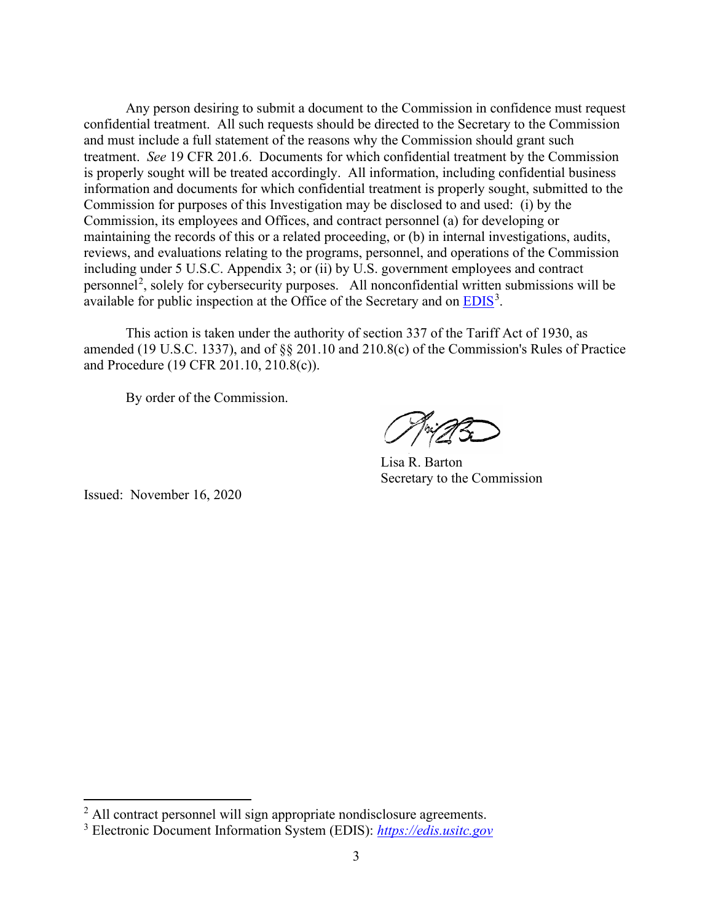Any person desiring to submit a document to the Commission in confidence must request confidential treatment. All such requests should be directed to the Secretary to the Commission and must include a full statement of the reasons why the Commission should grant such treatment. *See* 19 CFR 201.6. Documents for which confidential treatment by the Commission is properly sought will be treated accordingly. All information, including confidential business information and documents for which confidential treatment is properly sought, submitted to the Commission for purposes of this Investigation may be disclosed to and used: (i) by the Commission, its employees and Offices, and contract personnel (a) for developing or maintaining the records of this or a related proceeding, or (b) in internal investigations, audits, reviews, and evaluations relating to the programs, personnel, and operations of the Commission including under 5 U.S.C. Appendix 3; or (ii) by U.S. government employees and contract personnel[2], solely for cybersecurity purposes. All nonconfidential written submissions will be available for public inspection at the Office of the Secretary and on EDIS[3].

This action is taken under the authority of section 337 of the Tariff Act of 1930, as amended (19 U.S.C. 1337), and of §§ 201.10 and 210.8(c) of the Commission's Rules of Practice and Procedure (19 CFR 201.10, 210.8(c)).

By order of the Commission.

Lisa R. Barton
Secretary to the Commission

Issued: November 16, 2020

---

[2] All contract personnel will sign appropriate nondisclosure agreements.

[3] Electronic Document Information System (EDIS): *https://edis.usitc.gov*